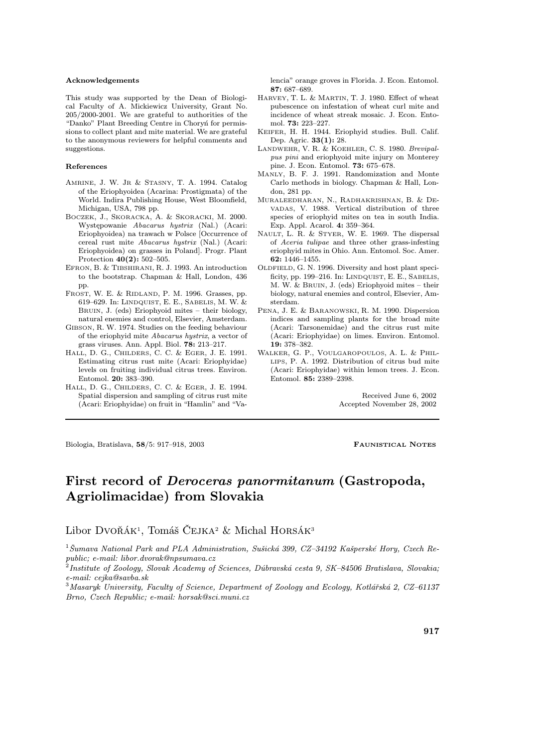#### Acknowledgements

This study was supported by the Dean of Biological Faculty of A. Mickiewicz University, Grant No. 205/2000-2001. We are grateful to authorities of the "Danko" Plant Breeding Centre in Choryń for permissions to collect plant and mite material. We are grateful to the anonymous reviewers for helpful comments and suggestions.

#### References

- Amrine, J. W. Jr & Stasny, T. A. 1994. Catalog of the Eriophyoidea (Acarina: Prostigmata) of the World. Indira Publishing House, West Bloomfield, Michigan, USA, 798 pp.
- Boczek, J., Skoracka, A. & Skoracki, M. 2000. Występowanie *Abacarus hystrix* (Nal.) (Acari: Eriophyoidea) na trawach w Polsce [Occurrence of cereal rust mite *Abacarus hystrix* (Nal.) (Acari: Eriophyoidea) on grasses in Poland]. Progr. Plant Protection **40(2):** 502–505.
- Efron, B. & Tibshirani, R. J. 1993. An introduction to the bootstrap. Chapman & Hall, London, 436 pp.
- Frost, W. E. & Ridland, P. M. 1996. Grasses, pp. 619–629. In: Lindquist, E. E., Sabelis, M. W. & Bruin, J. (eds) Eriophyoid mites – their biology, natural enemies and control, Elsevier, Amsterdam.
- Gibson, R. W. 1974. Studies on the feeding behaviour of the eriophyid mite *Abacarus hystrix*, a vector of grass viruses. Ann. Appl. Biol. **78:** 213–217.
- Hall, D. G., Childers, C. C. & Eger, J. E. 1991. Estimating citrus rust mite (Acari: Eriophyidae) levels on fruiting individual citrus trees. Environ. Entomol. **20:** 383–390.
- Hall, D. G., Childers, C. C. & Eger, J. E. 1994. Spatial dispersion and sampling of citrus rust mite (Acari: Eriophyidae) on fruit in "Hamlin" and "Valencia" orange groves in Florida. J. Econ. Entomol. **87:** 687–689.
- Harvey, T. L. & Martin, T. J. 1980. Effect of wheat pubescence on infestation of wheat curl mite and incidence of wheat streak mosaic. J. Econ. Entomol. **73:** 223–227.
- Keifer, H. H. 1944. Eriophyid studies. Bull. Calif. Dep. Agric. **33(1):** 28.
- Landwehr, V. R. & Koehler, C. S. 1980. *Brevipalpus pini* and eriophyoid mite injury on Monterey pine. J. Econ. Entomol. **73:** 675–678.
- Manly, B. F. J. 1991. Randomization and Monte Carlo methods in biology. Chapman & Hall, London, 281 pp.
- Muraleedharan, N., Radhakrishnan, B. & Devadas, V. 1988. Vertical distribution of three species of eriophyid mites on tea in south India. Exp. Appl. Acarol. **4:** 359–364.
- Nault, L. R. & Styer, W. E. 1969. The dispersal of *Aceria tulipae* and three other grass-infesting eriophyid mites in Ohio. Ann. Entomol. Soc. Amer. **62:** 1446–1455.
- Oldfield, G. N. 1996. Diversity and host plant specificity, pp. 199–216. In: Lindquist, E. E., Sabelis, M. W. & Bruin, J. (eds) Eriophyoid mites – their biology, natural enemies and control, Elsevier, Amsterdam.
- Pena, J. E. & Baranowski, R. M. 1990. Dispersion indices and sampling plants for the broad mite (Acari: Tarsonemidae) and the citrus rust mite (Acari: Eriophyidae) on limes. Environ. Entomol. **19:** 378–382.
- Walker, G. P., Voulgaropoulos, A. L. & Phillips, P. A. 1992. Distribution of citrus bud mite (Acari: Eriophyidae) within lemon trees. J. Econ. Entomol. **85:** 2389–2398.

Received June 6, 2002
Accepted November 28, 2002

---

**Faunistical Notes**

# First record of *Deroceras panormitanum* (Gastropoda, Agriolimacidae) from Slovakia

Libor Dvořák[1], Tomáš Čejka[2] & Michal Horsák[3]

[1] *Šumava National Park and PLA Administration, Sušická 399, CZ–34192 Kašperské Hory, Czech Republic; e-mail: libor.dvorak@npsumava.cz*

[2] *Institute of Zoology, Slovak Academy of Sciences, Dúbravská cesta 9, SK–84506 Bratislava, Slovakia; e-mail: cejka@savba.sk*

[3] *Masaryk University, Faculty of Science, Department of Zoology and Ecology, Kotlářská 2, CZ–61137 Brno, Czech Republic; e-mail: horsak@sci.muni.cz*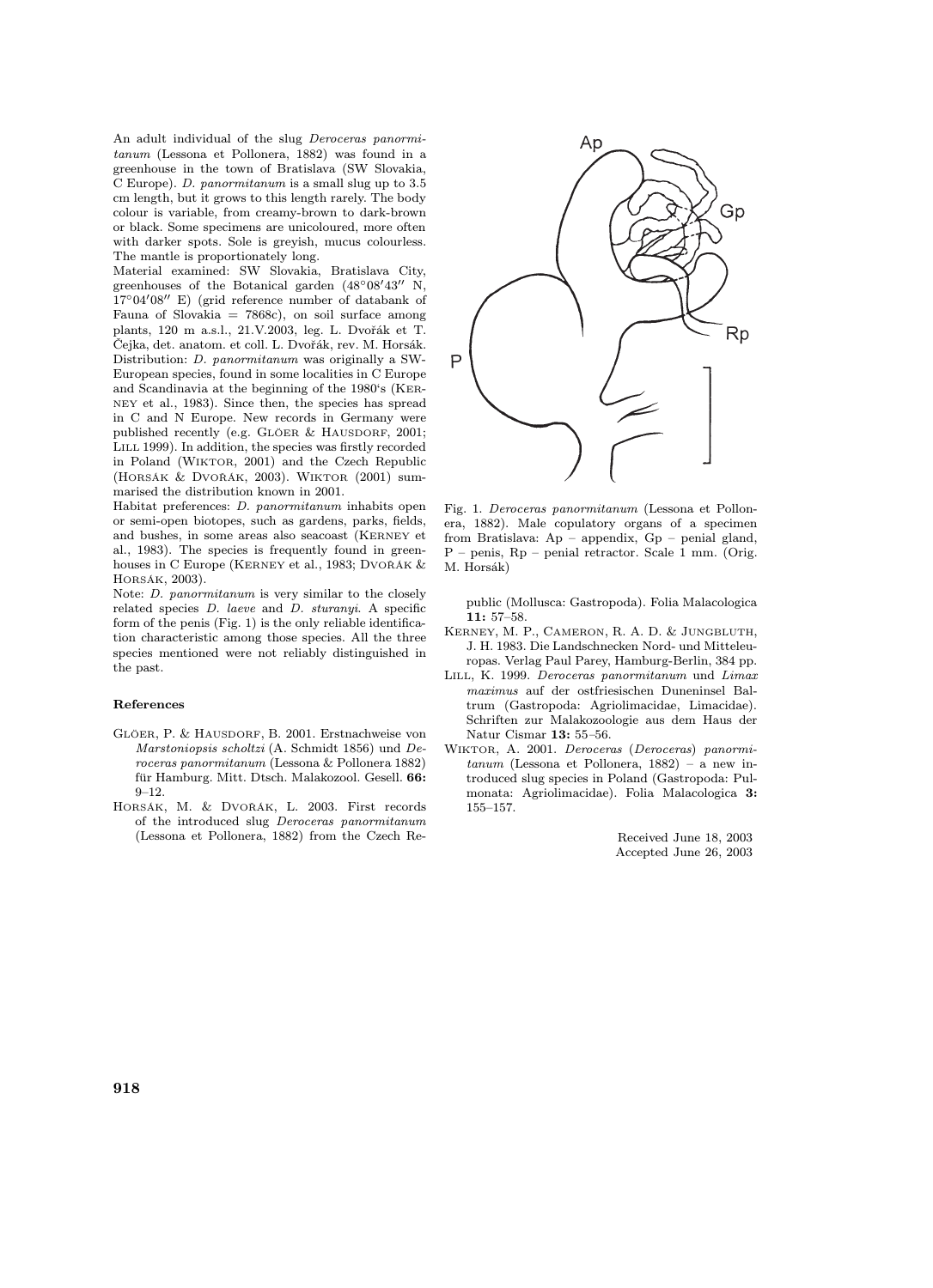An adult individual of the slug *Deroceras panormitanum* (Lessona et Pollonera, 1882) was found in a greenhouse in the town of Bratislava (SW Slovakia, C Europe). *D. panormitanum* is a small slug up to 3.5 cm length, but it grows to this length rarely. The body colour is variable, from creamy-brown to dark-brown or black. Some specimens are unicoloured, more often with darker spots. Sole is greyish, mucus colourless. The mantle is proportionately long.

Material examined: SW Slovakia, Bratislava City, greenhouses of the Botanical garden (48°08′43″ N, 17°04′08″ E) (grid reference number of databank of Fauna of Slovakia = 7868c), on soil surface among plants, 120 m a.s.l., 21.V.2003, leg. L. Dvořák et T. Čejka, det. anatom. et coll. L. Dvořák, rev. M. Horsák.

Distribution: *D. panormitanum* was originally a SW-European species, found in some localities in C Europe and Scandinavia at the beginning of the 1980's (Kerney et al., 1983). Since then, the species has spread in C and N Europe. New records in Germany were published recently (e.g. Glöer & Hausdorf, 2001; Lill 1999). In addition, the species was firstly recorded in Poland (Wiktor, 2001) and the Czech Republic (Horsák & Dvořák, 2003). Wiktor (2001) summarised the distribution known in 2001.

Habitat preferences: *D. panormitanum* inhabits open or semi-open biotopes, such as gardens, parks, fields, and bushes, in some areas also seacoast (Kerney et al., 1983). The species is frequently found in greenhouses in C Europe (Kerney et al., 1983; Dvořák & Horsák, 2003).

Note: *D. panormitanum* is very similar to the closely related species *D. laeve* and *D. sturanyi*. A specific form of the penis (Fig. 1) is the only reliable identification characteristic among those species. All the three species mentioned were not reliably distinguished in the past.

Ap

Gp

Rp

P

Fig. 1. *Deroceras panormitanum* (Lessona et Pollonera, 1882). Male copulatory organs of a specimen from Bratislava: Ap – appendix, Gp – penial gland, P – penis, Rp – penial retractor. Scale 1 mm. (Orig. M. Horsák)

#### References

- Glöer, P. & Hausdorf, B. 2001. Erstnachweise von *Marstoniopsis scholtzi* (A. Schmidt 1856) und *Deroceras panormitanum* (Lessona & Pollonera 1882) für Hamburg. Mitt. Dtsch. Malakozool. Gesell. **66:** 9–12.
- Horsák, M. & Dvořák, L. 2003. First records of the introduced slug *Deroceras panormitanum* (Lessona et Pollonera, 1882) from the Czech Republic (Mollusca: Gastropoda). Folia Malacologica **11:** 57–58.
- Kerney, M. P., Cameron, R. A. D. & Jungbluth, J. H. 1983. Die Landschnecken Nord- und Mitteleuropas. Verlag Paul Parey, Hamburg-Berlin, 384 pp.
- Lill, K. 1999. *Deroceras panormitanum* und *Limax maximus* auf der ostfriesischen Duneninsel Baltrum (Gastropoda: Agriolimacidae, Limacidae). Schriften zur Malakozoologie aus dem Haus der Natur Cismar **13:** 55–56.
- Wiktor, A. 2001. *Deroceras* (*Deroceras*) *panormitanum* (Lessona et Pollonera, 1882) – a new introduced slug species in Poland (Gastropoda: Pulmonata: Agriolimacidae). Folia Malacologica **3:** 155–157.

Received June 18, 2003
Accepted June 26, 2003